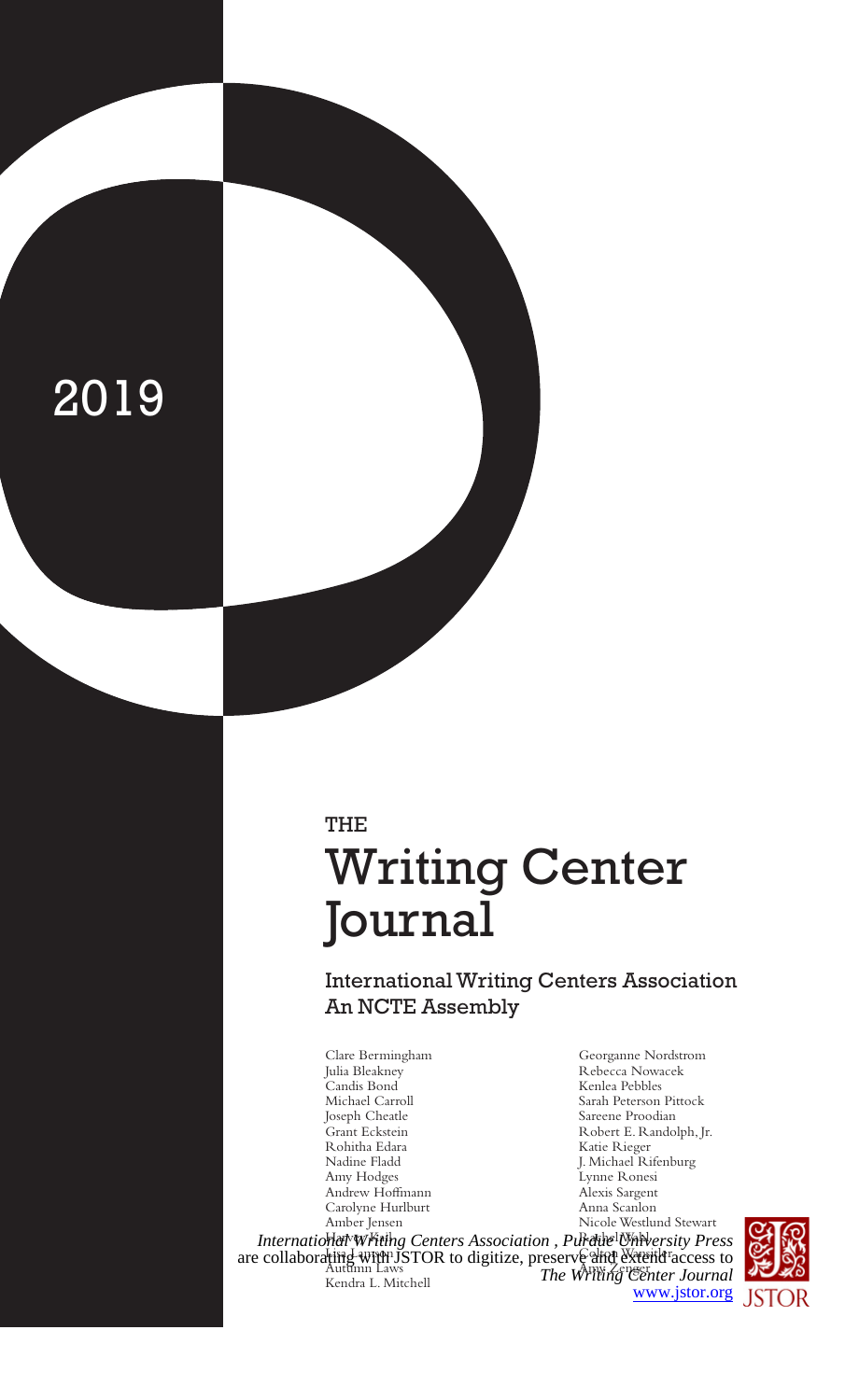2019

THE

# Writing Center Journal

## International Writing Centers Association
## An NCTE Assembly

Clare Bermingham
Julia Bleakney
Candis Bond
Michael Carroll
Joseph Cheatle
Grant Eckstein
Rohitha Edara
Nadine Fladd
Amy Hodges
Andrew Hoffmann
Carolyne Hurlburt
Amber Jensen
Harvey Kail
Lisa Lawson
Autumn Laws
Kendra L. Mitchell

Georganne Nordstrom
Rebecca Nowacek
Kenlea Pebbles
Sarah Peterson Pittock
Sareene Proodian
Robert E. Randolph, Jr.
Katie Rieger
J. Michael Rifenburg
Lynne Ronesi
Alexis Sargent
Anna Scanlon
Nicole Westlund Stewart
Rachel Wahl
Colton Wansitler
Amy Zenger

*International Writing Centers Association , Purdue University Press* are collaborating with JSTOR to digitize, preserve and extend access to *The Writing Center Journal*

www.jstor.org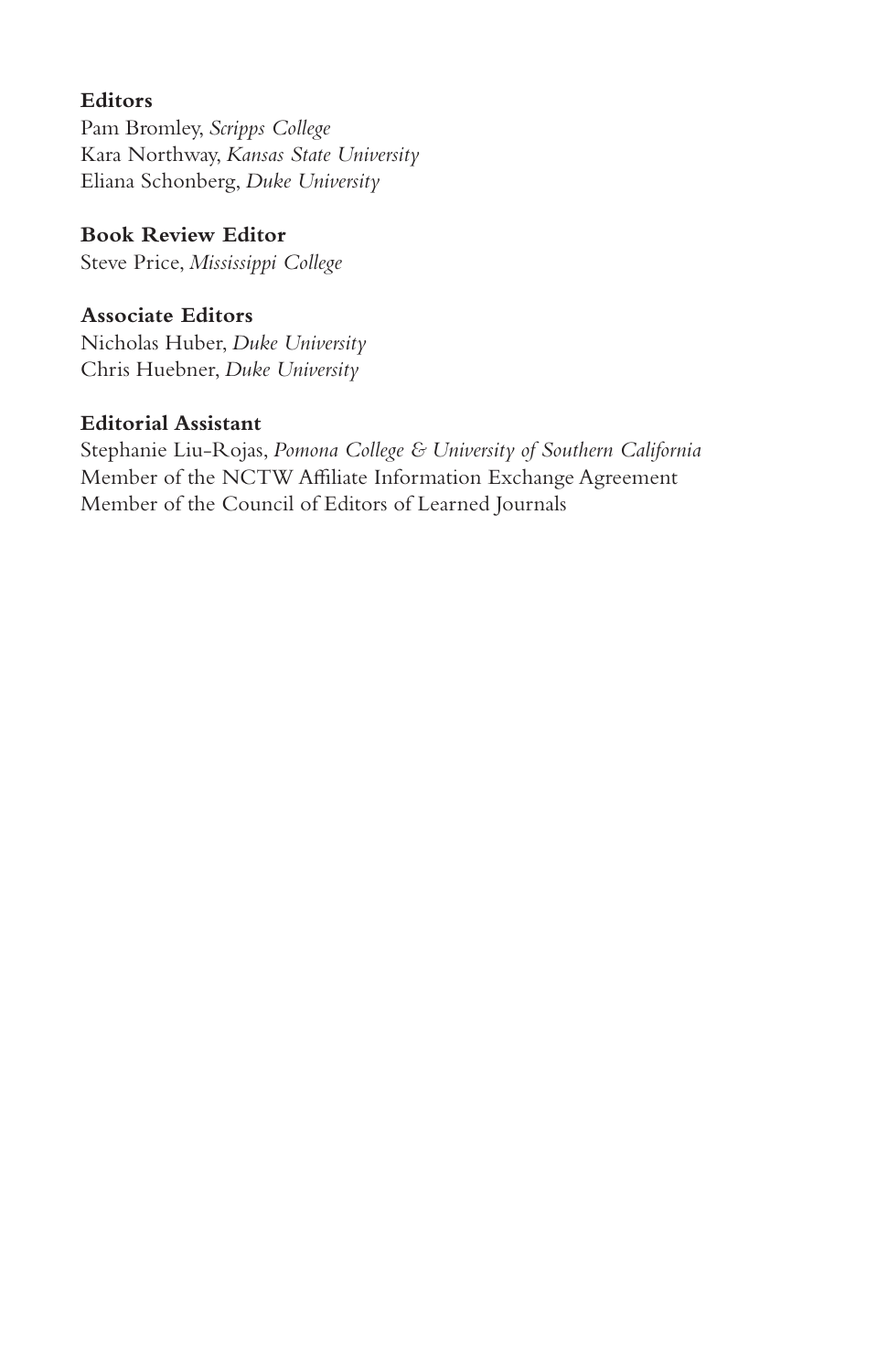**Editors**
Pam Bromley, *Scripps College*
Kara Northway, *Kansas State University*
Eliana Schonberg, *Duke University*

**Book Review Editor**
Steve Price, *Mississippi College*

**Associate Editors**
Nicholas Huber, *Duke University*
Chris Huebner, *Duke University*

**Editorial Assistant**
Stephanie Liu-Rojas, *Pomona College & University of Southern California*
Member of the NCTW Affiliate Information Exchange Agreement
Member of the Council of Editors of Learned Journals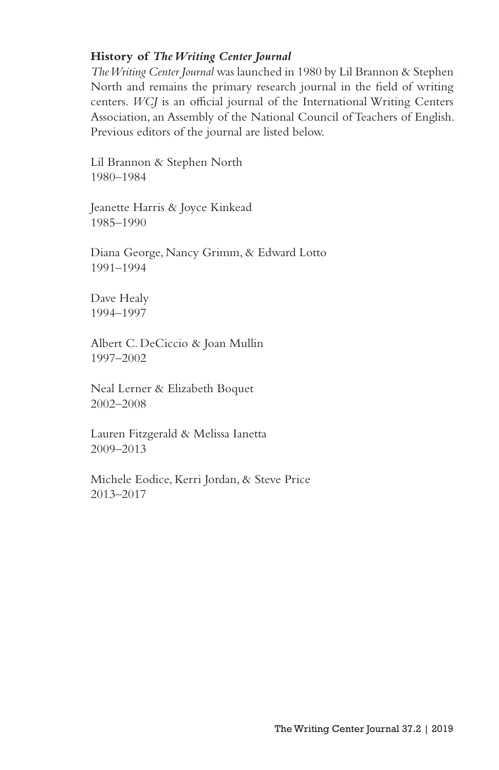**History of *The Writing Center Journal***

*The Writing Center Journal* was launched in 1980 by Lil Brannon & Stephen North and remains the primary research journal in the field of writing centers. *WCJ* is an official journal of the International Writing Centers Association, an Assembly of the National Council of Teachers of English. Previous editors of the journal are listed below.

Lil Brannon & Stephen North
1980–1984

Jeanette Harris & Joyce Kinkead
1985–1990

Diana George, Nancy Grimm, & Edward Lotto
1991–1994

Dave Healy
1994–1997

Albert C. DeCiccio & Joan Mullin
1997–2002

Neal Lerner & Elizabeth Boquet
2002–2008

Lauren Fitzgerald & Melissa Ianetta
2009–2013

Michele Eodice, Kerri Jordan, & Steve Price
2013–2017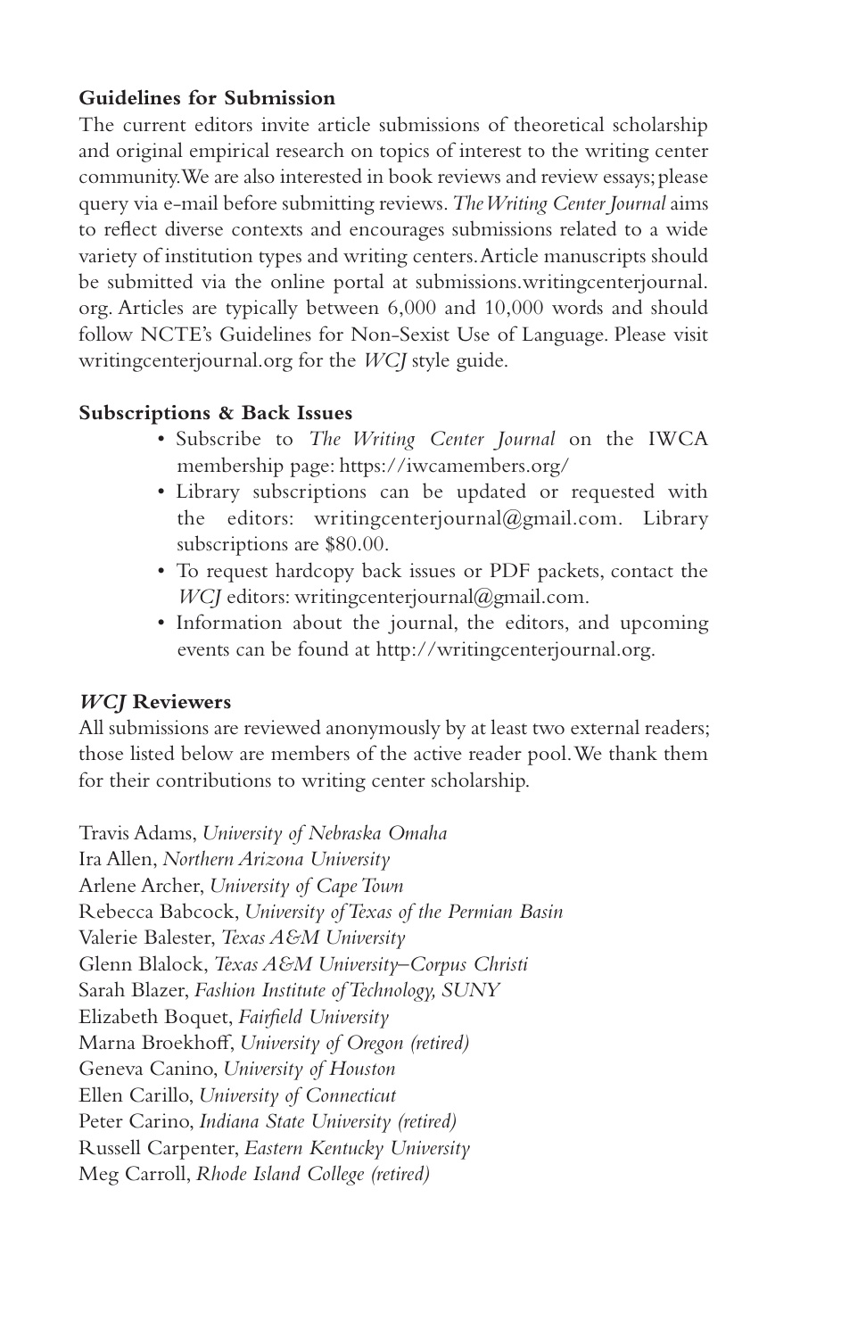## Guidelines for Submission

The current editors invite article submissions of theoretical scholarship and original empirical research on topics of interest to the writing center community. We are also interested in book reviews and review essays; please query via e-mail before submitting reviews. *The Writing Center Journal* aims to reflect diverse contexts and encourages submissions related to a wide variety of institution types and writing centers. Article manuscripts should be submitted via the online portal at submissions.writingcenterjournal.org. Articles are typically between 6,000 and 10,000 words and should follow NCTE's Guidelines for Non-Sexist Use of Language. Please visit writingcenterjournal.org for the *WCJ* style guide.

## Subscriptions & Back Issues

- Subscribe to *The Writing Center Journal* on the IWCA membership page: https://iwcamembers.org/
- Library subscriptions can be updated or requested with the editors: writingcenterjournal@gmail.com. Library subscriptions are $80.00.
- To request hardcopy back issues or PDF packets, contact the *WCJ* editors: writingcenterjournal@gmail.com.
- Information about the journal, the editors, and upcoming events can be found at http://writingcenterjournal.org.

## *WCJ* Reviewers

All submissions are reviewed anonymously by at least two external readers; those listed below are members of the active reader pool. We thank them for their contributions to writing center scholarship.

Travis Adams, *University of Nebraska Omaha*
Ira Allen, *Northern Arizona University*
Arlene Archer, *University of Cape Town*
Rebecca Babcock, *University of Texas of the Permian Basin*
Valerie Balester, *Texas A&M University*
Glenn Blalock, *Texas A&M University–Corpus Christi*
Sarah Blazer, *Fashion Institute of Technology, SUNY*
Elizabeth Boquet, *Fairfield University*
Marna Broekhoff, *University of Oregon (retired)*
Geneva Canino, *University of Houston*
Ellen Carillo, *University of Connecticut*
Peter Carino, *Indiana State University (retired)*
Russell Carpenter, *Eastern Kentucky University*
Meg Carroll, *Rhode Island College (retired)*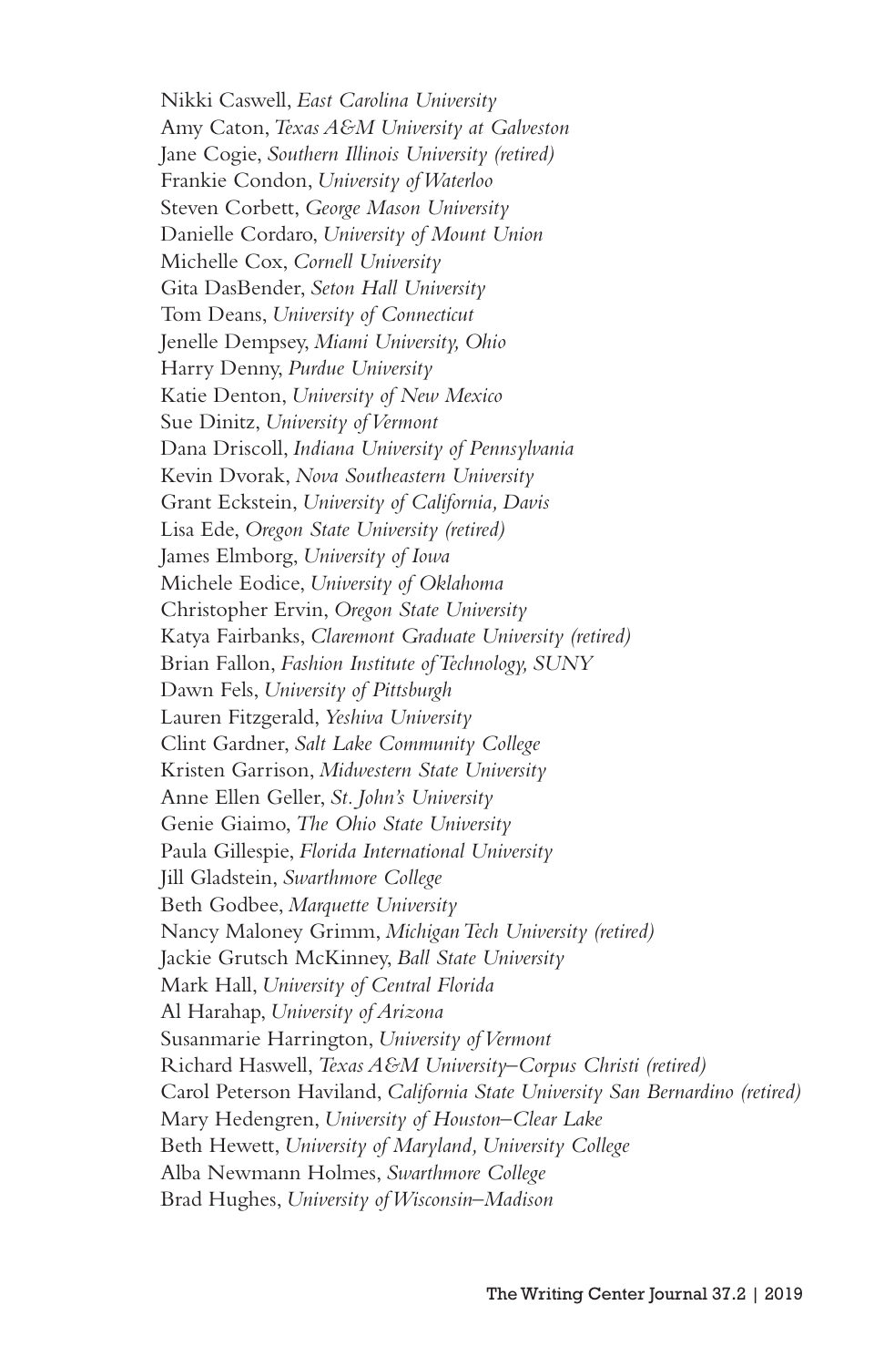Nikki Caswell, *East Carolina University*
Amy Caton, *Texas A&M University at Galveston*
Jane Cogie, *Southern Illinois University (retired)*
Frankie Condon, *University of Waterloo*
Steven Corbett, *George Mason University*
Danielle Cordaro, *University of Mount Union*
Michelle Cox, *Cornell University*
Gita DasBender, *Seton Hall University*
Tom Deans, *University of Connecticut*
Jenelle Dempsey, *Miami University, Ohio*
Harry Denny, *Purdue University*
Katie Denton, *University of New Mexico*
Sue Dinitz, *University of Vermont*
Dana Driscoll, *Indiana University of Pennsylvania*
Kevin Dvorak, *Nova Southeastern University*
Grant Eckstein, *University of California, Davis*
Lisa Ede, *Oregon State University (retired)*
James Elmborg, *University of Iowa*
Michele Eodice, *University of Oklahoma*
Christopher Ervin, *Oregon State University*
Katya Fairbanks, *Claremont Graduate University (retired)*
Brian Fallon, *Fashion Institute of Technology, SUNY*
Dawn Fels, *University of Pittsburgh*
Lauren Fitzgerald, *Yeshiva University*
Clint Gardner, *Salt Lake Community College*
Kristen Garrison, *Midwestern State University*
Anne Ellen Geller, *St. John's University*
Genie Giaimo, *The Ohio State University*
Paula Gillespie, *Florida International University*
Jill Gladstein, *Swarthmore College*
Beth Godbee, *Marquette University*
Nancy Maloney Grimm, *Michigan Tech University (retired)*
Jackie Grutsch McKinney, *Ball State University*
Mark Hall, *University of Central Florida*
Al Harahap, *University of Arizona*
Susanmarie Harrington, *University of Vermont*
Richard Haswell, *Texas A&M University–Corpus Christi (retired)*
Carol Peterson Haviland, *California State University San Bernardino (retired)*
Mary Hedengren, *University of Houston–Clear Lake*
Beth Hewett, *University of Maryland, University College*
Alba Newmann Holmes, *Swarthmore College*
Brad Hughes, *University of Wisconsin–Madison*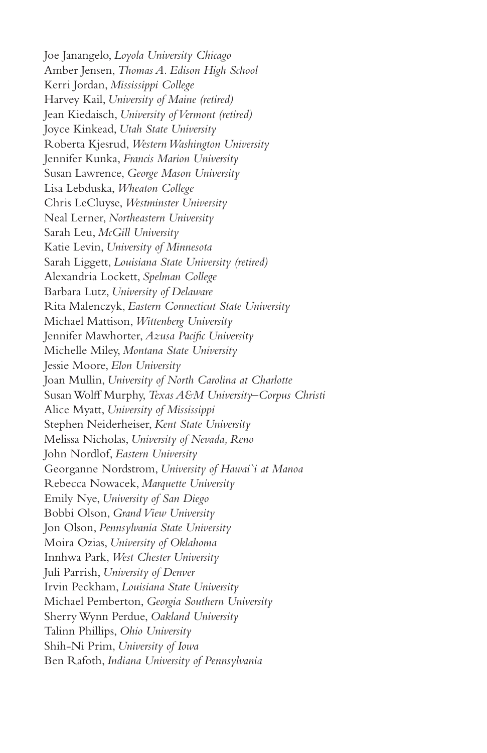Joe Janangelo, *Loyola University Chicago*
Amber Jensen, *Thomas A. Edison High School*
Kerri Jordan, *Mississippi College*
Harvey Kail, *University of Maine (retired)*
Jean Kiedaisch, *University of Vermont (retired)*
Joyce Kinkead, *Utah State University*
Roberta Kjesrud, *Western Washington University*
Jennifer Kunka, *Francis Marion University*
Susan Lawrence, *George Mason University*
Lisa Lebduska, *Wheaton College*
Chris LeCluyse, *Westminster University*
Neal Lerner, *Northeastern University*
Sarah Leu, *McGill University*
Katie Levin, *University of Minnesota*
Sarah Liggett, *Louisiana State University (retired)*
Alexandria Lockett, *Spelman College*
Barbara Lutz, *University of Delaware*
Rita Malenczyk, *Eastern Connecticut State University*
Michael Mattison, *Wittenberg University*
Jennifer Mawhorter, *Azusa Pacific University*
Michelle Miley, *Montana State University*
Jessie Moore, *Elon University*
Joan Mullin, *University of North Carolina at Charlotte*
Susan Wolff Murphy, *Texas A&M University–Corpus Christi*
Alice Myatt, *University of Mississippi*
Stephen Neiderheiser, *Kent State University*
Melissa Nicholas, *University of Nevada, Reno*
John Nordlof, *Eastern University*
Georganne Nordstrom, *University of Hawai`i at Manoa*
Rebecca Nowacek, *Marquette University*
Emily Nye, *University of San Diego*
Bobbi Olson, *Grand View University*
Jon Olson, *Pennsylvania State University*
Moira Ozias, *University of Oklahoma*
Innhwa Park, *West Chester University*
Juli Parrish, *University of Denver*
Irvin Peckham, *Louisiana State University*
Michael Pemberton, *Georgia Southern University*
Sherry Wynn Perdue, *Oakland University*
Talinn Phillips, *Ohio University*
Shih-Ni Prim, *University of Iowa*
Ben Rafoth, *Indiana University of Pennsylvania*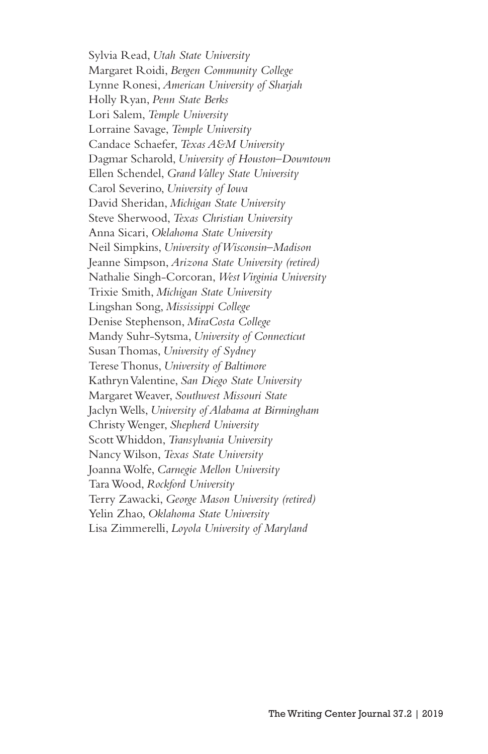Sylvia Read, *Utah State University*
Margaret Roidi, *Bergen Community College*
Lynne Ronesi, *American University of Sharjah*
Holly Ryan, *Penn State Berks*
Lori Salem, *Temple University*
Lorraine Savage, *Temple University*
Candace Schaefer, *Texas A&M University*
Dagmar Scharold, *University of Houston–Downtown*
Ellen Schendel, *Grand Valley State University*
Carol Severino, *University of Iowa*
David Sheridan, *Michigan State University*
Steve Sherwood, *Texas Christian University*
Anna Sicari, *Oklahoma State University*
Neil Simpkins, *University of Wisconsin–Madison*
Jeanne Simpson, *Arizona State University (retired)*
Nathalie Singh-Corcoran, *West Virginia University*
Trixie Smith, *Michigan State University*
Lingshan Song, *Mississippi College*
Denise Stephenson, *MiraCosta College*
Mandy Suhr-Sytsma, *University of Connecticut*
Susan Thomas, *University of Sydney*
Terese Thonus, *University of Baltimore*
Kathryn Valentine, *San Diego State University*
Margaret Weaver, *Southwest Missouri State*
Jaclyn Wells, *University of Alabama at Birmingham*
Christy Wenger, *Shepherd University*
Scott Whiddon, *Transylvania University*
Nancy Wilson, *Texas State University*
Joanna Wolfe, *Carnegie Mellon University*
Tara Wood, *Rockford University*
Terry Zawacki, *George Mason University (retired)*
Yelin Zhao, *Oklahoma State University*
Lisa Zimmerelli, *Loyola University of Maryland*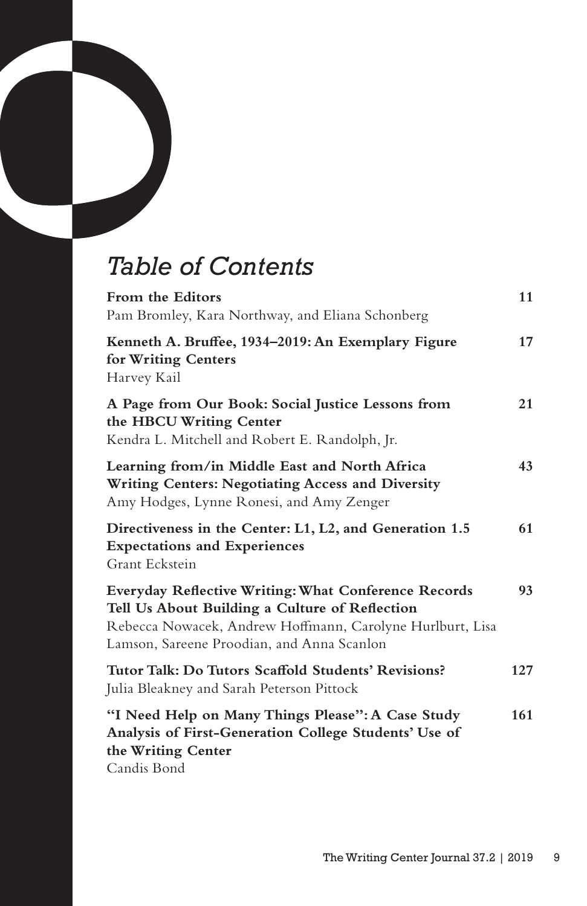# *Table of Contents*

**From the Editors** 11
Pam Bromley, Kara Northway, and Eliana Schonberg

**Kenneth A. Bruffee, 1934–2019: An Exemplary Figure for Writing Centers** 17
Harvey Kail

**A Page from Our Book: Social Justice Lessons from the HBCU Writing Center** 21
Kendra L. Mitchell and Robert E. Randolph, Jr.

**Learning from/in Middle East and North Africa Writing Centers: Negotiating Access and Diversity** 43
Amy Hodges, Lynne Ronesi, and Amy Zenger

**Directiveness in the Center: L1, L2, and Generation 1.5 Expectations and Experiences** 61
Grant Eckstein

**Everyday Reflective Writing: What Conference Records Tell Us About Building a Culture of Reflection** 93
Rebecca Nowacek, Andrew Hoffmann, Carolyne Hurlburt, Lisa Lamson, Sareene Proodian, and Anna Scanlon

**Tutor Talk: Do Tutors Scaffold Students' Revisions?** 127
Julia Bleakney and Sarah Peterson Pittock

**"I Need Help on Many Things Please": A Case Study Analysis of First-Generation College Students' Use of the Writing Center** 161
Candis Bond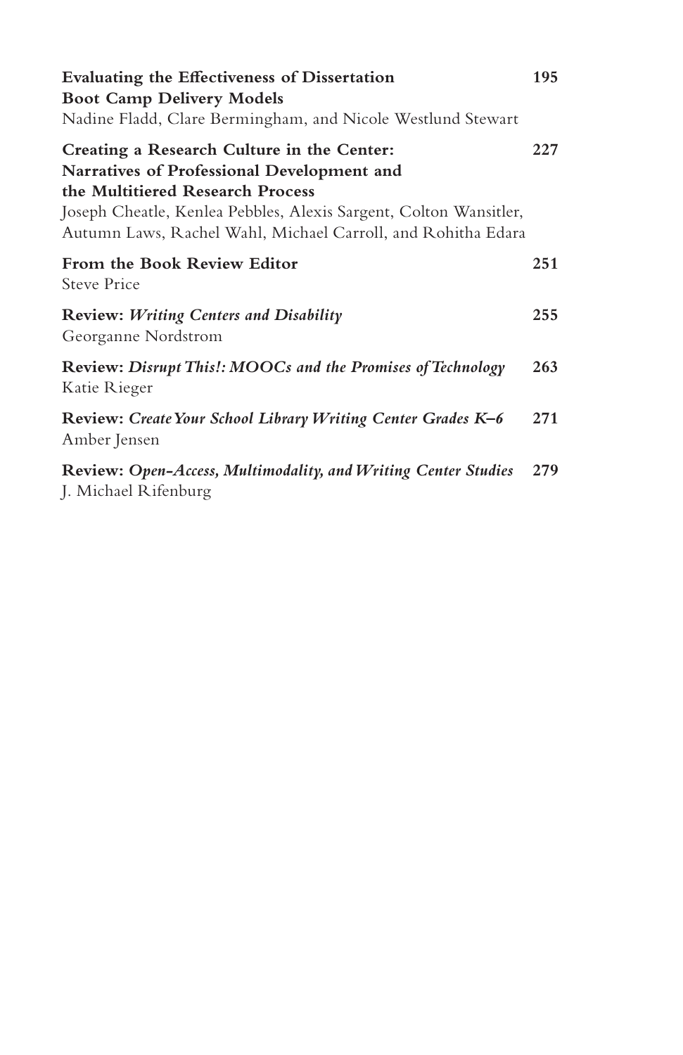**Evaluating the Effectiveness of Dissertation Boot Camp Delivery Models** 195
Nadine Fladd, Clare Bermingham, and Nicole Westlund Stewart

**Creating a Research Culture in the Center: Narratives of Professional Development and the Multitiered Research Process** 227
Joseph Cheatle, Kenlea Pebbles, Alexis Sargent, Colton Wansitler, Autumn Laws, Rachel Wahl, Michael Carroll, and Rohitha Edara

**From the Book Review Editor** 251
Steve Price

**Review:** ***Writing Centers and Disability*** 255
Georganne Nordstrom

**Review:** ***Disrupt This!: MOOCs and the Promises of Technology*** 263
Katie Rieger

**Review:** ***Create Your School Library Writing Center Grades K–6*** 271
Amber Jensen

**Review:** ***Open-Access, Multimodality, and Writing Center Studies*** 279
J. Michael Rifenburg